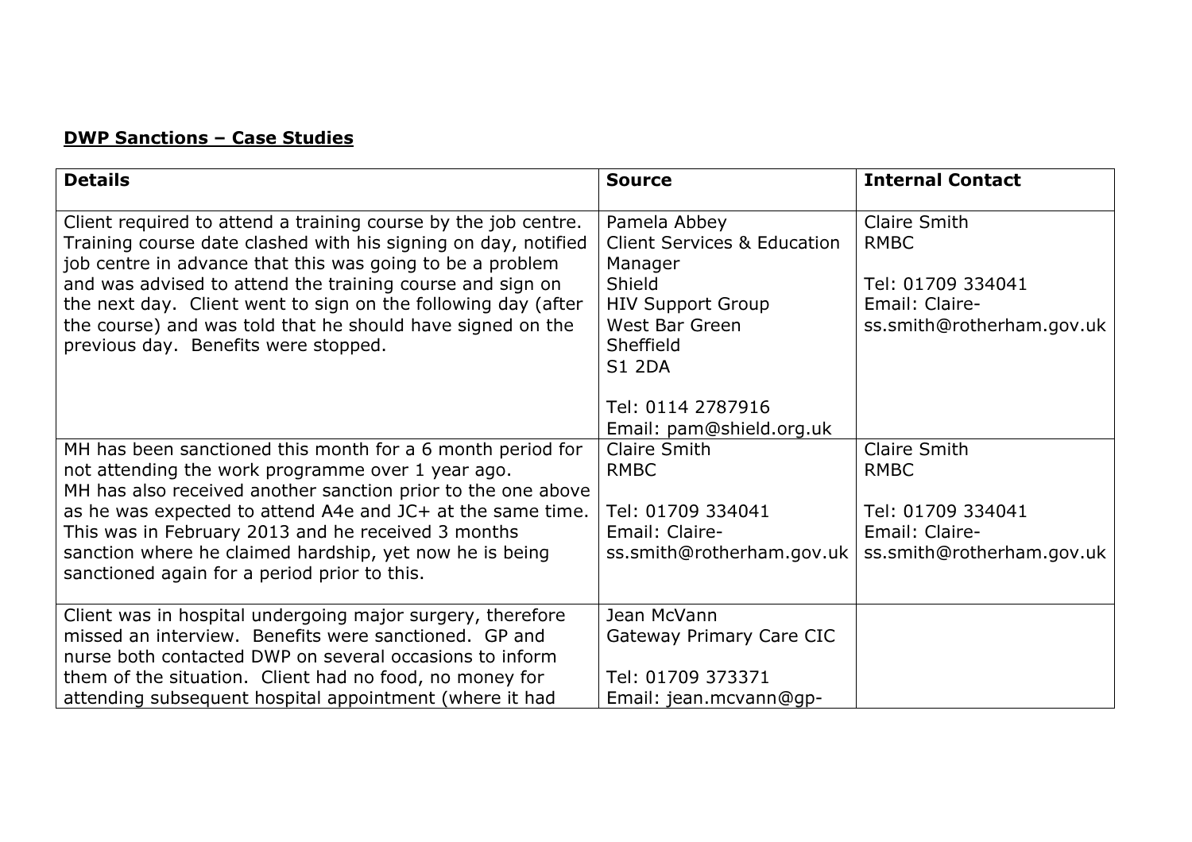**DWP Sanctions – Case Studies**

| Details | Source | Internal Contact |
| --- | --- | --- |
| Client required to attend a training course by the job centre. Training course date clashed with his signing on day, notified job centre in advance that this was going to be a problem and was advised to attend the training course and sign on the next day. Client went to sign on the following day (after the course) and was told that he should have signed on the previous day. Benefits were stopped. | Pamela Abbey<br>Client Services & Education Manager<br>Shield<br>HIV Support Group<br>West Bar Green<br>Sheffield<br>S1 2DA<br><br>Tel: 0114 2787916<br>Email: pam@shield.org.uk | Claire Smith<br>RMBC<br><br>Tel: 01709 334041<br>Email: Claire-ss.smith@rotherham.gov.uk |
| MH has been sanctioned this month for a 6 month period for not attending the work programme over 1 year ago.<br>MH has also received another sanction prior to the one above as he was expected to attend A4e and JC+ at the same time. This was in February 2013 and he received 3 months sanction where he claimed hardship, yet now he is being sanctioned again for a period prior to this. | Claire Smith<br>RMBC<br><br>Tel: 01709 334041<br>Email: Claire-ss.smith@rotherham.gov.uk | Claire Smith<br>RMBC<br><br>Tel: 01709 334041<br>Email: Claire-ss.smith@rotherham.gov.uk |
| Client was in hospital undergoing major surgery, therefore missed an interview. Benefits were sanctioned. GP and nurse both contacted DWP on several occasions to inform them of the situation. Client had no food, no money for attending subsequent hospital appointment (where it had | Jean McVann<br>Gateway Primary Care CIC<br><br>Tel: 01709 373371<br>Email: jean.mcvann@gp- | |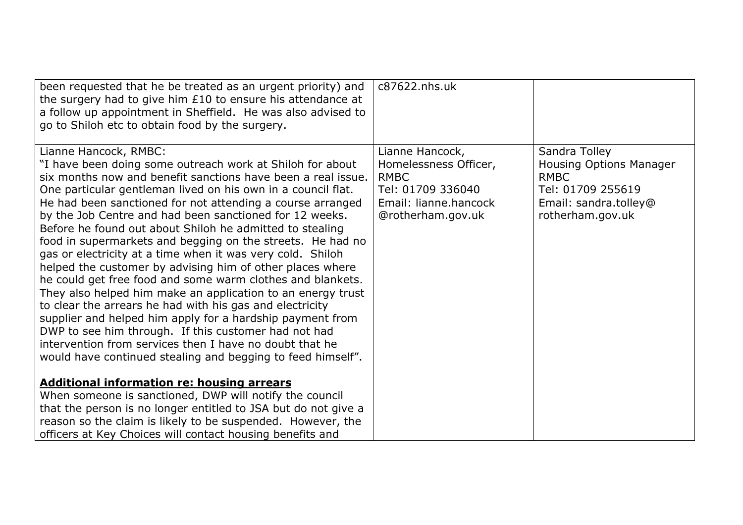| | | |
|---|---|---|
| been requested that he be treated as an urgent priority) and the surgery had to give him £10 to ensure his attendance at a follow up appointment in Sheffield. He was also advised to go to Shiloh etc to obtain food by the surgery. | c87622.nhs.uk | |
| Lianne Hancock, RMBC:<br>"I have been doing some outreach work at Shiloh for about six months now and benefit sanctions have been a real issue. One particular gentleman lived on his own in a council flat. He had been sanctioned for not attending a course arranged by the Job Centre and had been sanctioned for 12 weeks. Before he found out about Shiloh he admitted to stealing food in supermarkets and begging on the streets. He had no gas or electricity at a time when it was very cold. Shiloh helped the customer by advising him of other places where he could get free food and some warm clothes and blankets. They also helped him make an application to an energy trust to clear the arrears he had with his gas and electricity supplier and helped him apply for a hardship payment from DWP to see him through. If this customer had not had intervention from services then I have no doubt that he would have continued stealing and begging to feed himself".<br><br>**<u>Additional information re: housing arrears</u>**<br>When someone is sanctioned, DWP will notify the council that the person is no longer entitled to JSA but do not give a reason so the claim is likely to be suspended. However, the officers at Key Choices will contact housing benefits and | Lianne Hancock,<br>Homelessness Officer,<br>RMBC<br>Tel: 01709 336040<br>Email: lianne.hancock<br>@rotherham.gov.uk | Sandra Tolley<br>Housing Options Manager<br>RMBC<br>Tel: 01709 255619<br>Email: sandra.tolley@<br>rotherham.gov.uk |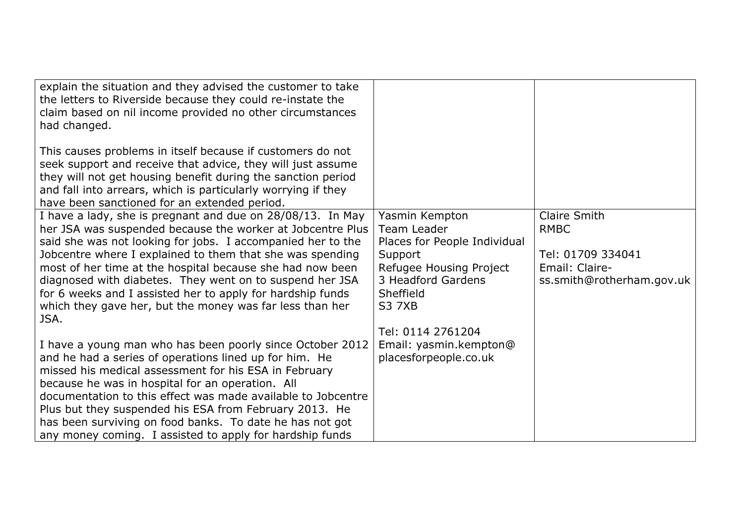| | | |
|---|---|---|
| explain the situation and they advised the customer to take the letters to Riverside because they could re-instate the claim based on nil income provided no other circumstances had changed.<br><br>This causes problems in itself because if customers do not seek support and receive that advice, they will just assume they will not get housing benefit during the sanction period and fall into arrears, which is particularly worrying if they have been sanctioned for an extended period. | | |
| I have a lady, she is pregnant and due on 28/08/13. In May her JSA was suspended because the worker at Jobcentre Plus said she was not looking for jobs. I accompanied her to the Jobcentre where I explained to them that she was spending most of her time at the hospital because she had now been diagnosed with diabetes. They went on to suspend her JSA for 6 weeks and I assisted her to apply for hardship funds which they gave her, but the money was far less than her JSA.<br><br>I have a young man who has been poorly since October 2012 and he had a series of operations lined up for him. He missed his medical assessment for his ESA in February because he was in hospital for an operation. All documentation to this effect was made available to Jobcentre Plus but they suspended his ESA from February 2013. He has been surviving on food banks. To date he has not got any money coming. I assisted to apply for hardship funds | Yasmin Kempton<br>Team Leader<br>Places for People Individual Support<br>Refugee Housing Project<br>3 Headford Gardens<br>Sheffield<br>S3 7XB<br><br>Tel: 0114 2761204<br>Email: yasmin.kempton@placesforpeople.co.uk | Claire Smith<br>RMBC<br><br>Tel: 01709 334041<br>Email: Claire-ss.smith@rotherham.gov.uk |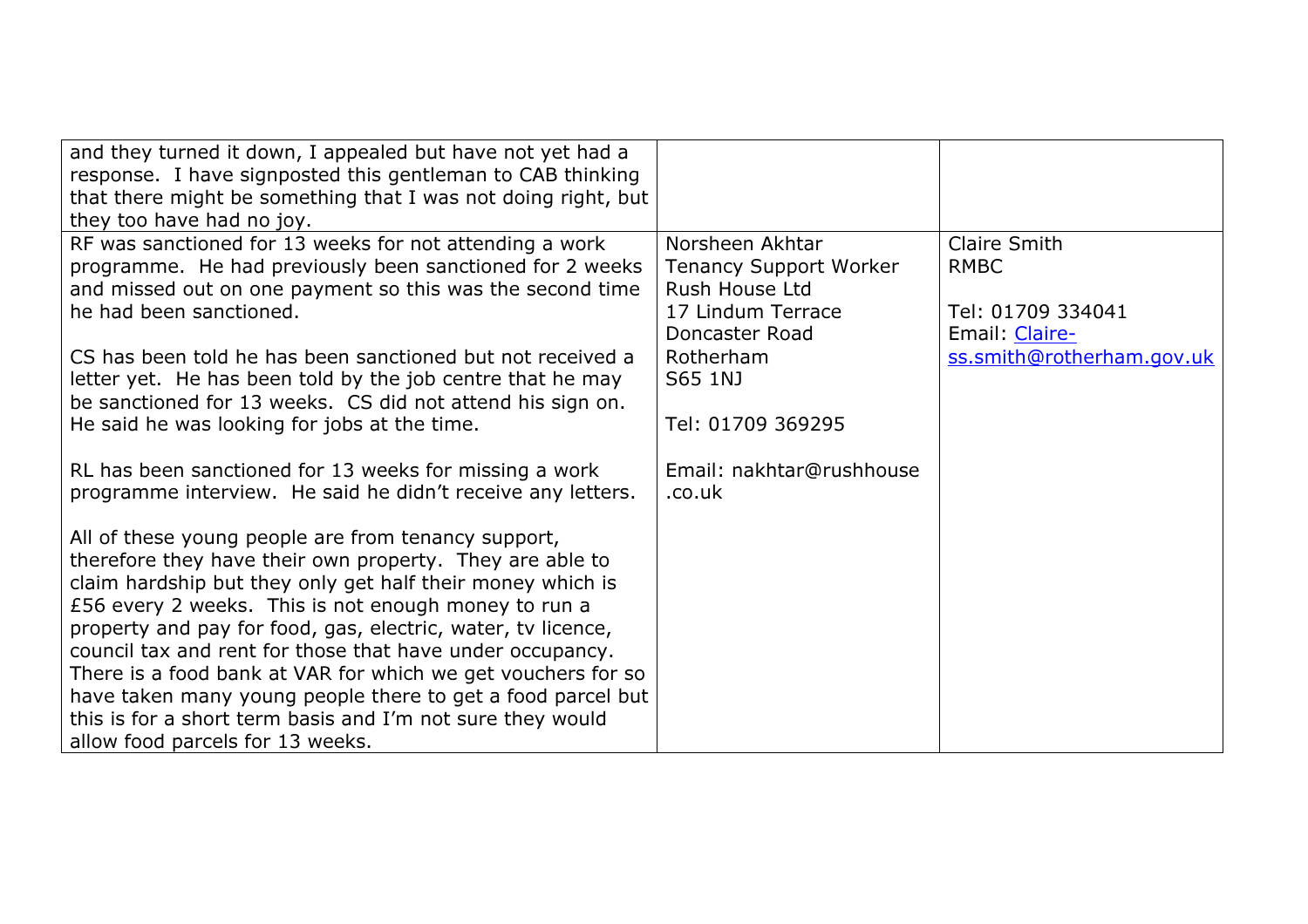| | | |
|---|---|---|
| and they turned it down, I appealed but have not yet had a response. I have signposted this gentleman to CAB thinking that there might be something that I was not doing right, but they too have had no joy. | | |
| RF was sanctioned for 13 weeks for not attending a work programme. He had previously been sanctioned for 2 weeks and missed out on one payment so this was the second time he had been sanctioned.<br><br>CS has been told he has been sanctioned but not received a letter yet. He has been told by the job centre that he may be sanctioned for 13 weeks. CS did not attend his sign on. He said he was looking for jobs at the time.<br><br>RL has been sanctioned for 13 weeks for missing a work programme interview. He said he didn't receive any letters.<br><br>All of these young people are from tenancy support, therefore they have their own property. They are able to claim hardship but they only get half their money which is £56 every 2 weeks. This is not enough money to run a property and pay for food, gas, electric, water, tv licence, council tax and rent for those that have under occupancy. There is a food bank at VAR for which we get vouchers for so have taken many young people there to get a food parcel but this is for a short term basis and I'm not sure they would allow food parcels for 13 weeks. | Norsheen Akhtar<br>Tenancy Support Worker<br>Rush House Ltd<br>17 Lindum Terrace<br>Doncaster Road<br>Rotherham<br>S65 1NJ<br><br>Tel: 01709 369295<br><br>Email: nakhtar@rushhouse.co.uk | Claire Smith<br>RMBC<br><br>Tel: 01709 334041<br>Email: Claire-ss.smith@rotherham.gov.uk |